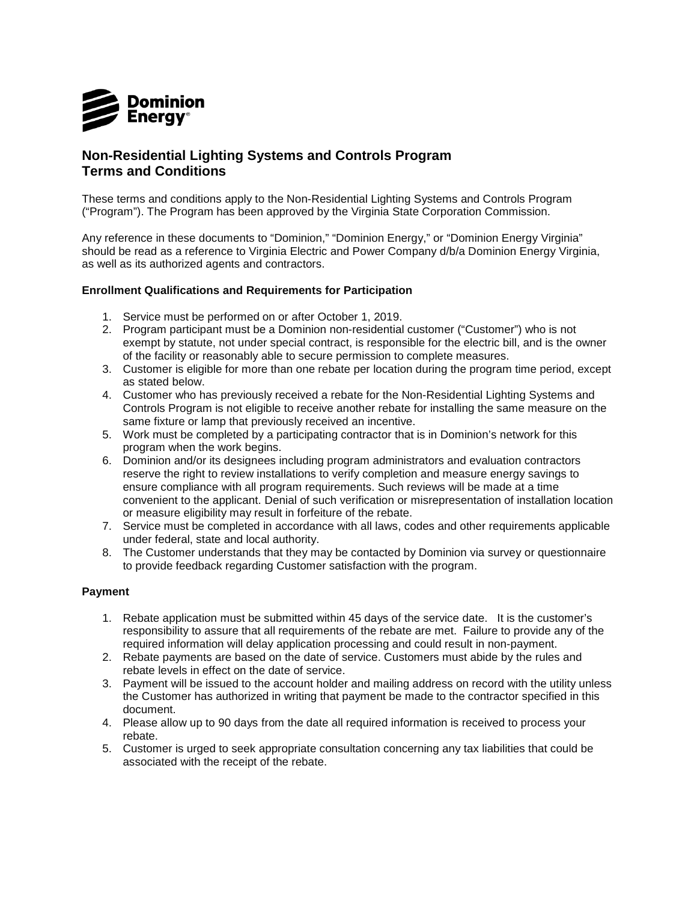# Non-Residential Lighting Systems and Controls Program Terms and Conditions

These terms and conditions apply to the Non-Residential Lighting Systems and Controls Program ("Program"). The Program has been approved by the Virginia State Corporation Commission.

Any reference in these documents to "Dominion," "Dominion Energy," or "Dominion Energy Virginia" should be read as a reference to Virginia Electric and Power Company d/b/a Dominion Energy Virginia, as well as its authorized agents and contractors.

### Enrollment Qualifications and Requirements for Participation

1. Service must be performed on or after October 1, 2019.
2. Program participant must be a Dominion non-residential customer ("Customer") who is not exempt by statute, not under special contract, is responsible for the electric bill, and is the owner of the facility or reasonably able to secure permission to complete measures.
3. Customer is eligible for more than one rebate per location during the program time period, except as stated below.
4. Customer who has previously received a rebate for the Non-Residential Lighting Systems and Controls Program is not eligible to receive another rebate for installing the same measure on the same fixture or lamp that previously received an incentive.
5. Work must be completed by a participating contractor that is in Dominion's network for this program when the work begins.
6. Dominion and/or its designees including program administrators and evaluation contractors reserve the right to review installations to verify completion and measure energy savings to ensure compliance with all program requirements. Such reviews will be made at a time convenient to the applicant. Denial of such verification or misrepresentation of installation location or measure eligibility may result in forfeiture of the rebate.
7. Service must be completed in accordance with all laws, codes and other requirements applicable under federal, state and local authority.
8. The Customer understands that they may be contacted by Dominion via survey or questionnaire to provide feedback regarding Customer satisfaction with the program.

### Payment

1. Rebate application must be submitted within 45 days of the service date. It is the customer's responsibility to assure that all requirements of the rebate are met. Failure to provide any of the required information will delay application processing and could result in non-payment.
2. Rebate payments are based on the date of service. Customers must abide by the rules and rebate levels in effect on the date of service.
3. Payment will be issued to the account holder and mailing address on record with the utility unless the Customer has authorized in writing that payment be made to the contractor specified in this document.
4. Please allow up to 90 days from the date all required information is received to process your rebate.
5. Customer is urged to seek appropriate consultation concerning any tax liabilities that could be associated with the receipt of the rebate.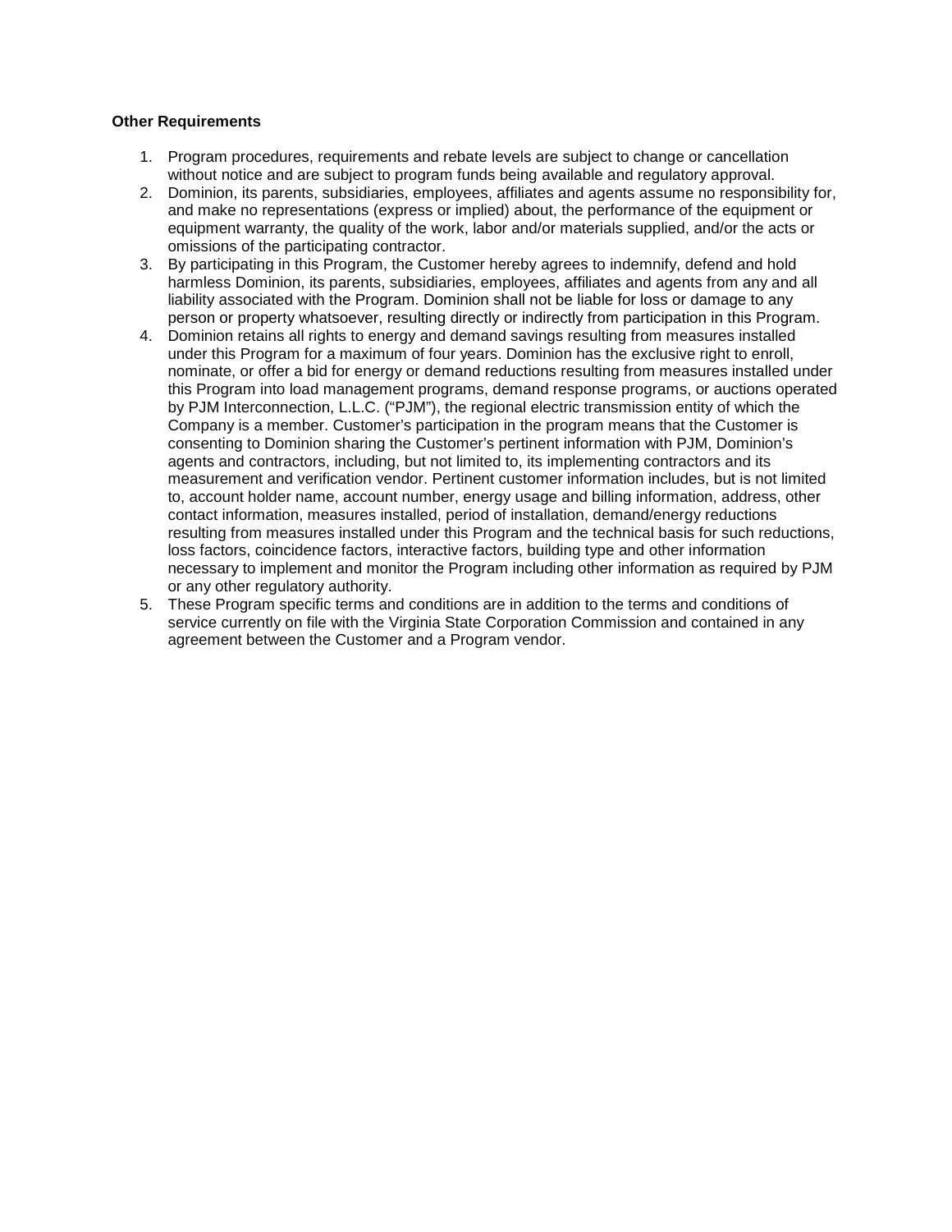**Other Requirements**

1. Program procedures, requirements and rebate levels are subject to change or cancellation without notice and are subject to program funds being available and regulatory approval.
2. Dominion, its parents, subsidiaries, employees, affiliates and agents assume no responsibility for, and make no representations (express or implied) about, the performance of the equipment or equipment warranty, the quality of the work, labor and/or materials supplied, and/or the acts or omissions of the participating contractor.
3. By participating in this Program, the Customer hereby agrees to indemnify, defend and hold harmless Dominion, its parents, subsidiaries, employees, affiliates and agents from any and all liability associated with the Program. Dominion shall not be liable for loss or damage to any person or property whatsoever, resulting directly or indirectly from participation in this Program.
4. Dominion retains all rights to energy and demand savings resulting from measures installed under this Program for a maximum of four years. Dominion has the exclusive right to enroll, nominate, or offer a bid for energy or demand reductions resulting from measures installed under this Program into load management programs, demand response programs, or auctions operated by PJM Interconnection, L.L.C. ("PJM"), the regional electric transmission entity of which the Company is a member. Customer's participation in the program means that the Customer is consenting to Dominion sharing the Customer's pertinent information with PJM, Dominion's agents and contractors, including, but not limited to, its implementing contractors and its measurement and verification vendor. Pertinent customer information includes, but is not limited to, account holder name, account number, energy usage and billing information, address, other contact information, measures installed, period of installation, demand/energy reductions resulting from measures installed under this Program and the technical basis for such reductions, loss factors, coincidence factors, interactive factors, building type and other information necessary to implement and monitor the Program including other information as required by PJM or any other regulatory authority.
5. These Program specific terms and conditions are in addition to the terms and conditions of service currently on file with the Virginia State Corporation Commission and contained in any agreement between the Customer and a Program vendor.